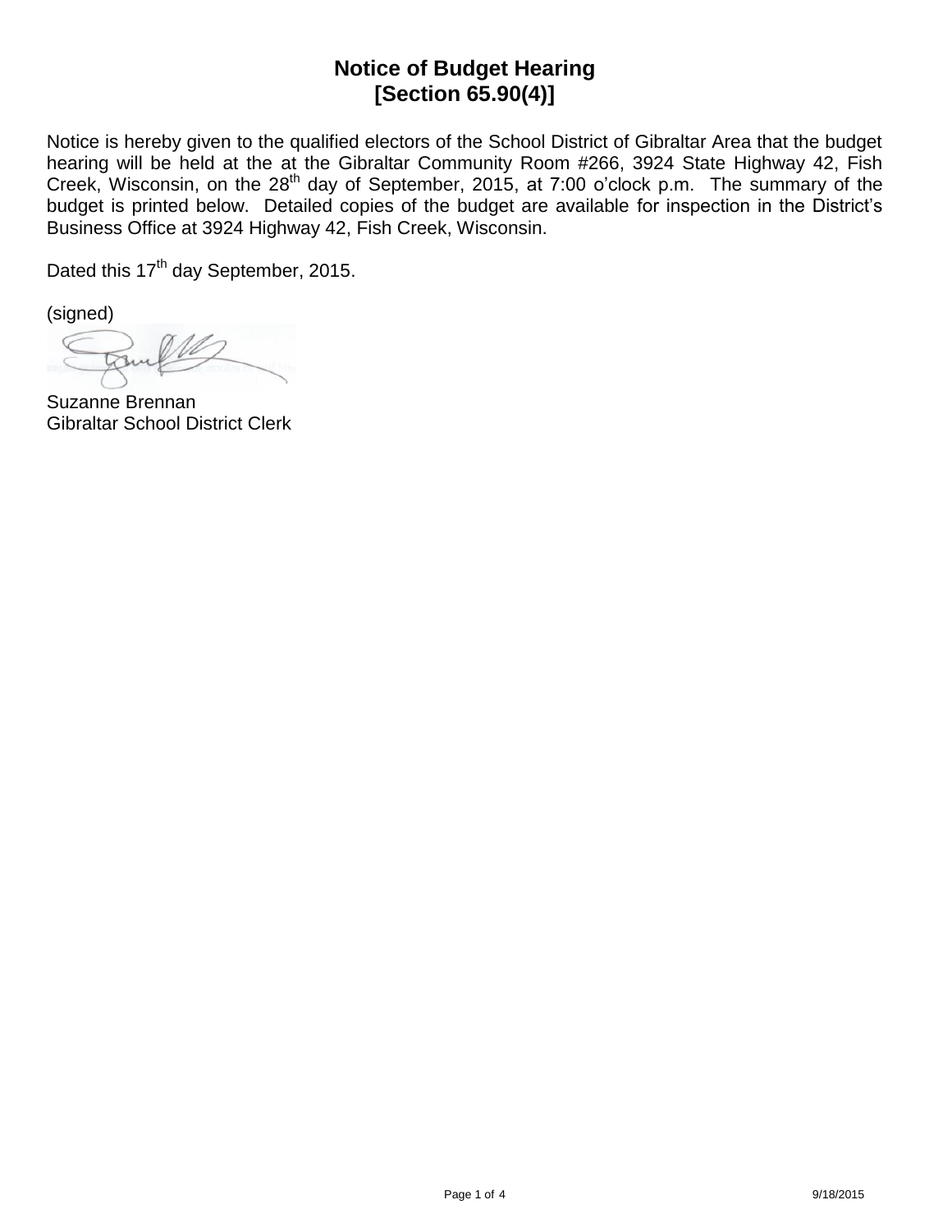# Notice of Budget Hearing
# [Section 65.90(4)]

Notice is hereby given to the qualified electors of the School District of Gibraltar Area that the budget hearing will be held at the at the Gibraltar Community Room #266, 3924 State Highway 42, Fish Creek, Wisconsin, on the 28th day of September, 2015, at 7:00 o'clock p.m. The summary of the budget is printed below. Detailed copies of the budget are available for inspection in the District's Business Office at 3924 Highway 42, Fish Creek, Wisconsin.

Dated this 17th day September, 2015.

(signed)

Suzanne Brennan
Gibraltar School District Clerk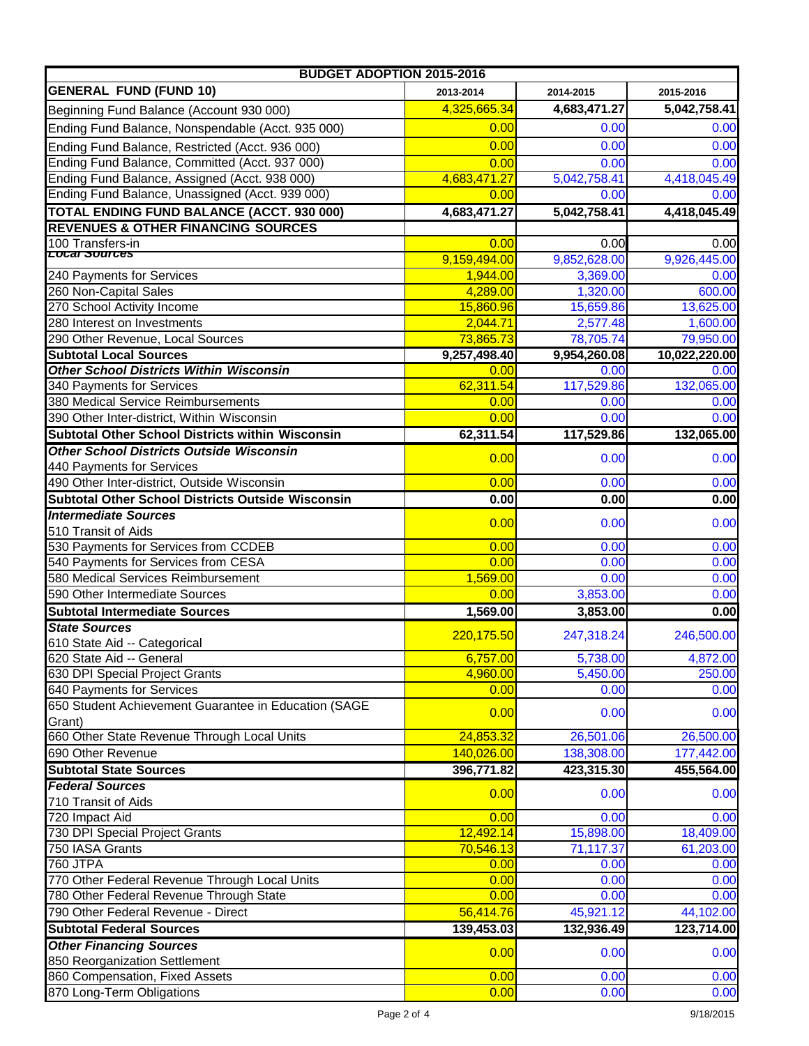| BUDGET ADOPTION 2015-2016 | | | |
|---|---|---|---|
| **GENERAL FUND (FUND 10)** | **2013-2014** | **2014-2015** | **2015-2016** |
| Beginning Fund Balance (Account 930 000) | 4,325,665.34 | **4,683,471.27** | **5,042,758.41** |
| Ending Fund Balance, Nonspendable (Acct. 935 000) | 0.00 | 0.00 | 0.00 |
| Ending Fund Balance, Restricted (Acct. 936 000) | 0.00 | 0.00 | 0.00 |
| Ending Fund Balance, Committed (Acct. 937 000) | 0.00 | 0.00 | 0.00 |
| Ending Fund Balance, Assigned (Acct. 938 000) | 4,683,471.27 | 5,042,758.41 | 4,418,045.49 |
| Ending Fund Balance, Unassigned (Acct. 939 000) | 0.00 | 0.00 | 0.00 |
| **TOTAL ENDING FUND BALANCE (ACCT. 930 000)** | **4,683,471.27** | **5,042,758.41** | **4,418,045.49** |
| **REVENUES & OTHER FINANCING SOURCES** | | | |
| 100 Transfers-in | 0.00 | 0.00 | 0.00 |
| ***Local Sources*** | 9,159,494.00 | 9,852,628.00 | 9,926,445.00 |
| 240 Payments for Services | 1,944.00 | 3,369.00 | 0.00 |
| 260 Non-Capital Sales | 4,289.00 | 1,320.00 | 600.00 |
| 270 School Activity Income | 15,860.96 | 15,659.86 | 13,625.00 |
| 280 Interest on Investments | 2,044.71 | 2,577.48 | 1,600.00 |
| 290 Other Revenue, Local Sources | 73,865.73 | 78,705.74 | 79,950.00 |
| **Subtotal Local Sources** | **9,257,498.40** | **9,954,260.08** | **10,022,220.00** |
| ***Other School Districts Within Wisconsin*** | 0.00 | 0.00 | 0.00 |
| 340 Payments for Services | 62,311.54 | 117,529.86 | 132,065.00 |
| 380 Medical Service Reimbursements | 0.00 | 0.00 | 0.00 |
| 390 Other Inter-district, Within Wisconsin | 0.00 | 0.00 | 0.00 |
| **Subtotal Other School Districts within Wisconsin** | **62,311.54** | **117,529.86** | **132,065.00** |
| ***Other School Districts Outside Wisconsin*** 440 Payments for Services | 0.00 | 0.00 | 0.00 |
| 490 Other Inter-district, Outside Wisconsin | 0.00 | 0.00 | 0.00 |
| **Subtotal Other School Districts Outside Wisconsin** | **0.00** | **0.00** | **0.00** |
| ***Intermediate Sources*** 510 Transit of Aids | 0.00 | 0.00 | 0.00 |
| 530 Payments for Services from CCDEB | 0.00 | 0.00 | 0.00 |
| 540 Payments for Services from CESA | 0.00 | 0.00 | 0.00 |
| 580 Medical Services Reimbursement | 1,569.00 | 0.00 | 0.00 |
| 590 Other Intermediate Sources | 0.00 | 3,853.00 | 0.00 |
| **Subtotal Intermediate Sources** | **1,569.00** | **3,853.00** | **0.00** |
| ***State Sources*** 610 State Aid -- Categorical | 220,175.50 | 247,318.24 | 246,500.00 |
| 620 State Aid -- General | 6,757.00 | 5,738.00 | 4,872.00 |
| 630 DPI Special Project Grants | 4,960.00 | 5,450.00 | 250.00 |
| 640 Payments for Services | 0.00 | 0.00 | 0.00 |
| 650 Student Achievement Guarantee in Education (SAGE Grant) | 0.00 | 0.00 | 0.00 |
| 660 Other State Revenue Through Local Units | 24,853.32 | 26,501.06 | 26,500.00 |
| 690 Other Revenue | 140,026.00 | 138,308.00 | 177,442.00 |
| **Subtotal State Sources** | **396,771.82** | **423,315.30** | **455,564.00** |
| ***Federal Sources*** 710 Transit of Aids | 0.00 | 0.00 | 0.00 |
| 720 Impact Aid | 0.00 | 0.00 | 0.00 |
| 730 DPI Special Project Grants | 12,492.14 | 15,898.00 | 18,409.00 |
| 750 IASA Grants | 70,546.13 | 71,117.37 | 61,203.00 |
| 760 JTPA | 0.00 | 0.00 | 0.00 |
| 770 Other Federal Revenue Through Local Units | 0.00 | 0.00 | 0.00 |
| 780 Other Federal Revenue Through State | 0.00 | 0.00 | 0.00 |
| 790 Other Federal Revenue - Direct | 56,414.76 | 45,921.12 | 44,102.00 |
| **Subtotal Federal Sources** | **139,453.03** | **132,936.49** | **123,714.00** |
| ***Other Financing Sources*** 850 Reorganization Settlement | 0.00 | 0.00 | 0.00 |
| 860 Compensation, Fixed Assets | 0.00 | 0.00 | 0.00 |
| 870 Long-Term Obligations | 0.00 | 0.00 | 0.00 |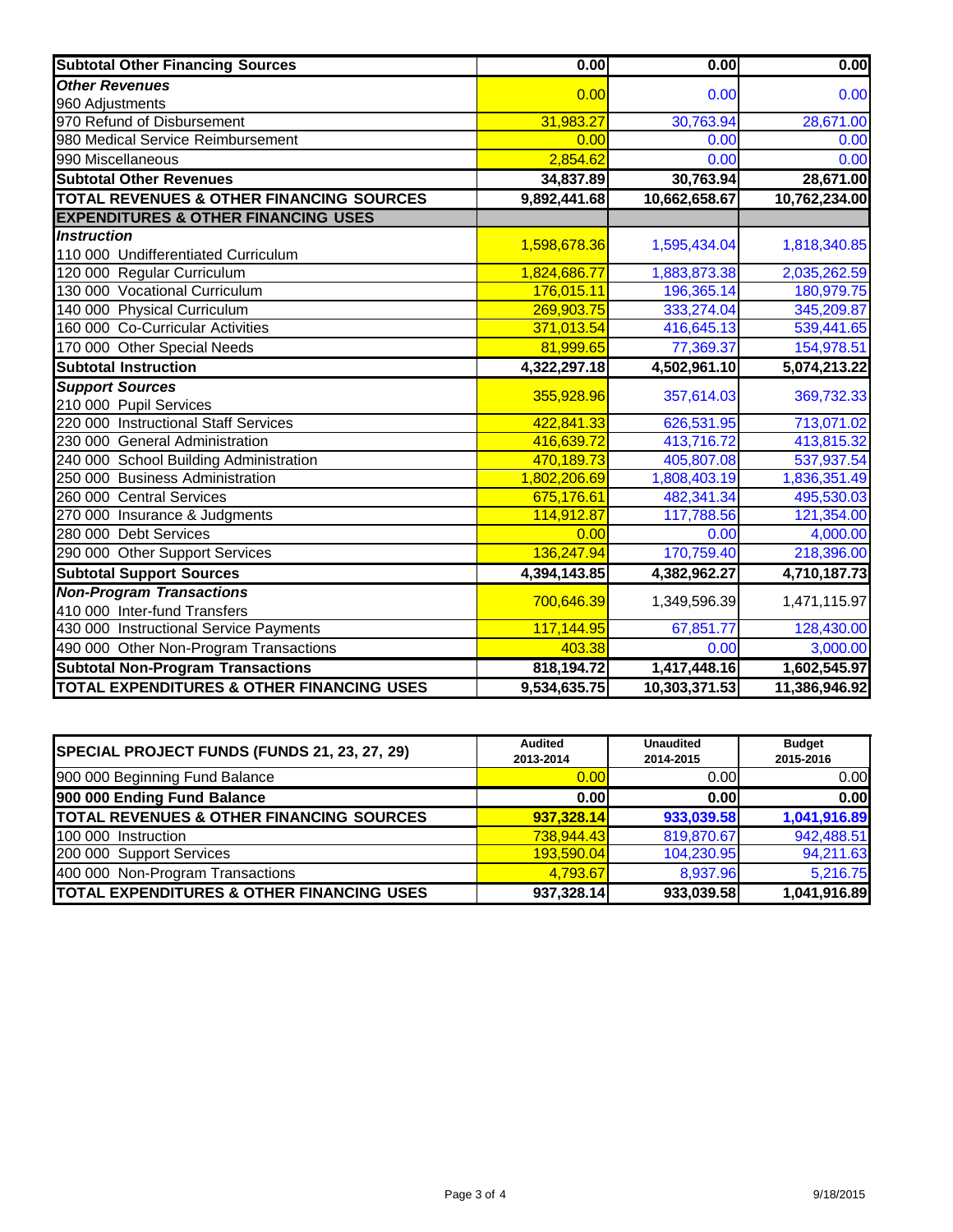| | | | |
|---|---|---|---|
| **Subtotal Other Financing Sources** | **0.00** | **0.00** | **0.00** |
| ***Other Revenues*** 960 Adjustments | 0.00 | 0.00 | 0.00 |
| 970 Refund of Disbursement | 31,983.27 | 30,763.94 | 28,671.00 |
| 980 Medical Service Reimbursement | 0.00 | 0.00 | 0.00 |
| 990 Miscellaneous | 2,854.62 | 0.00 | 0.00 |
| **Subtotal Other Revenues** | **34,837.89** | **30,763.94** | **28,671.00** |
| **TOTAL REVENUES & OTHER FINANCING SOURCES** | **9,892,441.68** | **10,662,658.67** | **10,762,234.00** |
| **EXPENDITURES & OTHER FINANCING USES** | | | |
| ***Instruction*** 110 000 Undifferentiated Curriculum | 1,598,678.36 | 1,595,434.04 | 1,818,340.85 |
| 120 000 Regular Curriculum | 1,824,686.77 | 1,883,873.38 | 2,035,262.59 |
| 130 000 Vocational Curriculum | 176,015.11 | 196,365.14 | 180,979.75 |
| 140 000 Physical Curriculum | 269,903.75 | 333,274.04 | 345,209.87 |
| 160 000 Co-Curricular Activities | 371,013.54 | 416,645.13 | 539,441.65 |
| 170 000 Other Special Needs | 81,999.65 | 77,369.37 | 154,978.51 |
| **Subtotal Instruction** | **4,322,297.18** | **4,502,961.10** | **5,074,213.22** |
| ***Support Sources*** 210 000 Pupil Services | 355,928.96 | 357,614.03 | 369,732.33 |
| 220 000 Instructional Staff Services | 422,841.33 | 626,531.95 | 713,071.02 |
| 230 000 General Administration | 416,639.72 | 413,716.72 | 413,815.32 |
| 240 000 School Building Administration | 470,189.73 | 405,807.08 | 537,937.54 |
| 250 000 Business Administration | 1,802,206.69 | 1,808,403.19 | 1,836,351.49 |
| 260 000 Central Services | 675,176.61 | 482,341.34 | 495,530.03 |
| 270 000 Insurance & Judgments | 114,912.87 | 117,788.56 | 121,354.00 |
| 280 000 Debt Services | 0.00 | 0.00 | 4,000.00 |
| 290 000 Other Support Services | 136,247.94 | 170,759.40 | 218,396.00 |
| **Subtotal Support Sources** | **4,394,143.85** | **4,382,962.27** | **4,710,187.73** |
| ***Non-Program Transactions*** 410 000 Inter-fund Transfers | 700,646.39 | 1,349,596.39 | 1,471,115.97 |
| 430 000 Instructional Service Payments | 117,144.95 | 67,851.77 | 128,430.00 |
| 490 000 Other Non-Program Transactions | 403.38 | 0.00 | 3,000.00 |
| **Subtotal Non-Program Transactions** | **818,194.72** | **1,417,448.16** | **1,602,545.97** |
| **TOTAL EXPENDITURES & OTHER FINANCING USES** | **9,534,635.75** | **10,303,371.53** | **11,386,946.92** |

| **SPECIAL PROJECT FUNDS (FUNDS 21, 23, 27, 29)** | **Audited 2013-2014** | **Unaudited 2014-2015** | **Budget 2015-2016** |
|---|---|---|---|
| 900 000 Beginning Fund Balance | 0.00 | 0.00 | 0.00 |
| **900 000 Ending Fund Balance** | **0.00** | **0.00** | **0.00** |
| **TOTAL REVENUES & OTHER FINANCING SOURCES** | **937,328.14** | **933,039.58** | **1,041,916.89** |
| 100 000 Instruction | 738,944.43 | 819,870.67 | 942,488.51 |
| 200 000 Support Services | 193,590.04 | 104,230.95 | 94,211.63 |
| 400 000 Non-Program Transactions | 4,793.67 | 8,937.96 | 5,216.75 |
| **TOTAL EXPENDITURES & OTHER FINANCING USES** | **937,328.14** | **933,039.58** | **1,041,916.89** |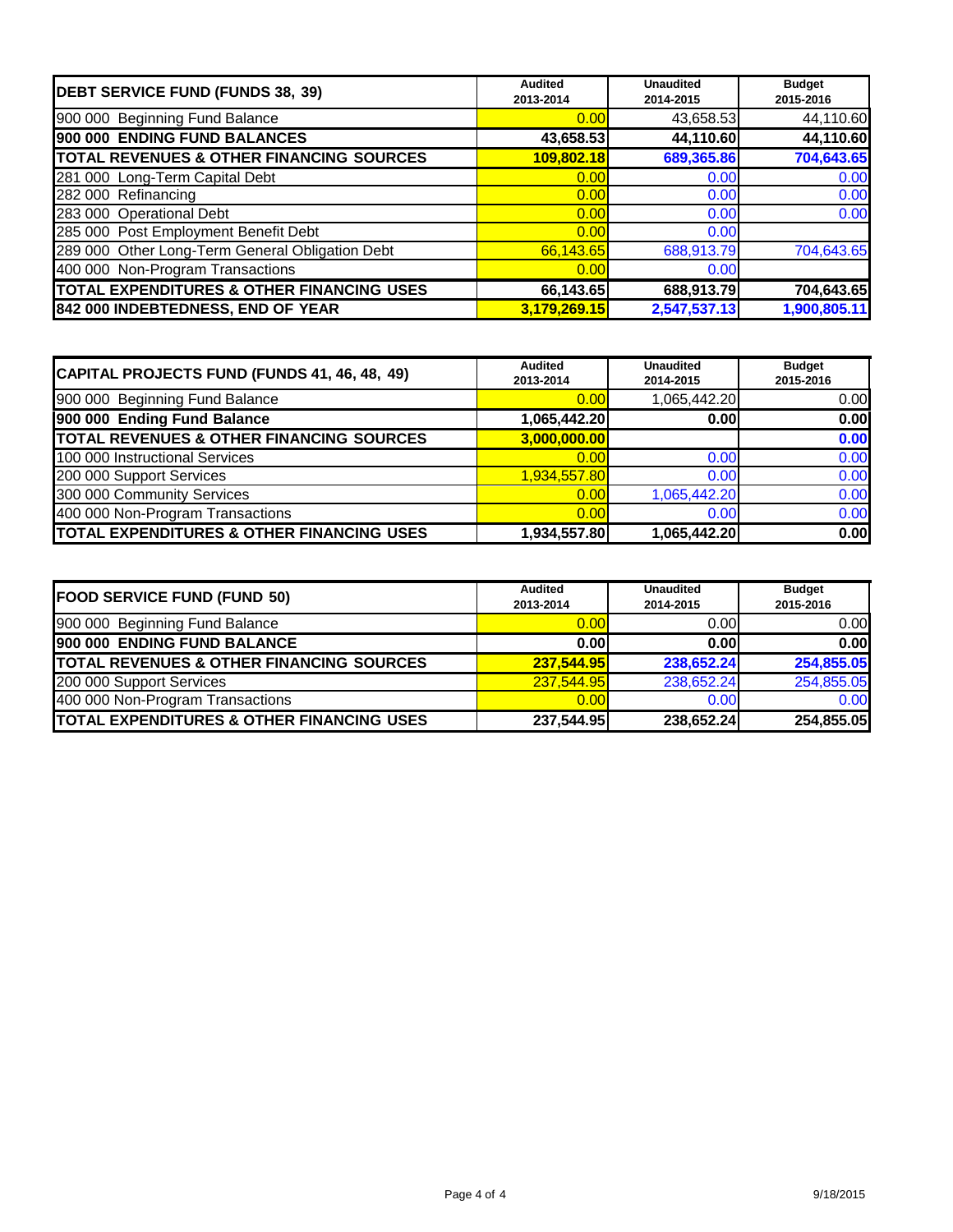| DEBT SERVICE FUND (FUNDS 38, 39) | Audited 2013-2014 | Unaudited 2014-2015 | Budget 2015-2016 |
|---|---|---|---|
| 900 000 Beginning Fund Balance | 0.00 | 43,658.53 | 44,110.60 |
| **900 000 ENDING FUND BALANCES** | **43,658.53** | **44,110.60** | **44,110.60** |
| **TOTAL REVENUES & OTHER FINANCING SOURCES** | **109,802.18** | **689,365.86** | **704,643.65** |
| 281 000 Long-Term Capital Debt | 0.00 | 0.00 | 0.00 |
| 282 000 Refinancing | 0.00 | 0.00 | 0.00 |
| 283 000 Operational Debt | 0.00 | 0.00 | 0.00 |
| 285 000 Post Employment Benefit Debt | 0.00 | 0.00 | |
| 289 000 Other Long-Term General Obligation Debt | 66,143.65 | 688,913.79 | 704,643.65 |
| 400 000 Non-Program Transactions | 0.00 | 0.00 | |
| **TOTAL EXPENDITURES & OTHER FINANCING USES** | **66,143.65** | **688,913.79** | **704,643.65** |
| **842 000 INDEBTEDNESS, END OF YEAR** | **3,179,269.15** | **2,547,537.13** | **1,900,805.11** |

| CAPITAL PROJECTS FUND (FUNDS 41, 46, 48, 49) | Audited 2013-2014 | Unaudited 2014-2015 | Budget 2015-2016 |
|---|---|---|---|
| 900 000 Beginning Fund Balance | 0.00 | 1,065,442.20 | 0.00 |
| **900 000 Ending Fund Balance** | **1,065,442.20** | **0.00** | **0.00** |
| **TOTAL REVENUES & OTHER FINANCING SOURCES** | **3,000,000.00** | | **0.00** |
| 100 000 Instructional Services | 0.00 | 0.00 | 0.00 |
| 200 000 Support Services | 1,934,557.80 | 0.00 | 0.00 |
| 300 000 Community Services | 0.00 | 1,065,442.20 | 0.00 |
| 400 000 Non-Program Transactions | 0.00 | 0.00 | 0.00 |
| **TOTAL EXPENDITURES & OTHER FINANCING USES** | **1,934,557.80** | **1,065,442.20** | **0.00** |

| FOOD SERVICE FUND (FUND 50) | Audited 2013-2014 | Unaudited 2014-2015 | Budget 2015-2016 |
|---|---|---|---|
| 900 000 Beginning Fund Balance | 0.00 | 0.00 | 0.00 |
| **900 000 ENDING FUND BALANCE** | **0.00** | **0.00** | **0.00** |
| **TOTAL REVENUES & OTHER FINANCING SOURCES** | **237,544.95** | **238,652.24** | **254,855.05** |
| 200 000 Support Services | 237,544.95 | 238,652.24 | 254,855.05 |
| 400 000 Non-Program Transactions | 0.00 | 0.00 | 0.00 |
| **TOTAL EXPENDITURES & OTHER FINANCING USES** | **237,544.95** | **238,652.24** | **254,855.05** |

9/18/2015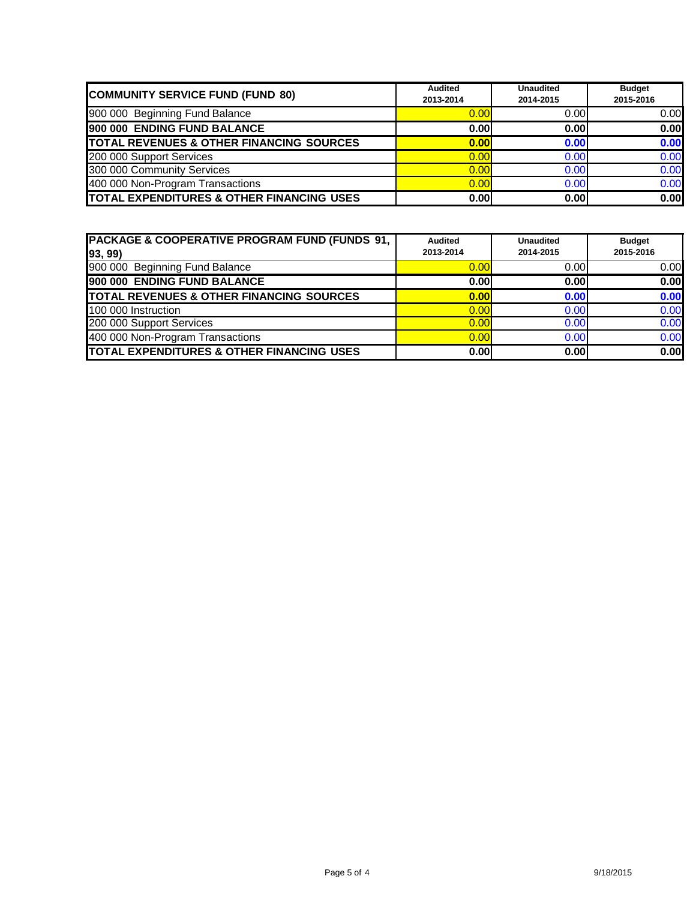| COMMUNITY SERVICE FUND (FUND 80) | Audited 2013-2014 | Unaudited 2014-2015 | Budget 2015-2016 |
|---|---|---|---|
| 900 000 Beginning Fund Balance | 0.00 | 0.00 | 0.00 |
| **900 000 ENDING FUND BALANCE** | **0.00** | **0.00** | **0.00** |
| **TOTAL REVENUES & OTHER FINANCING SOURCES** | **0.00** | **0.00** | **0.00** |
| 200 000 Support Services | 0.00 | 0.00 | 0.00 |
| 300 000 Community Services | 0.00 | 0.00 | 0.00 |
| 400 000 Non-Program Transactions | 0.00 | 0.00 | 0.00 |
| **TOTAL EXPENDITURES & OTHER FINANCING USES** | **0.00** | **0.00** | **0.00** |

| PACKAGE & COOPERATIVE PROGRAM FUND (FUNDS 91, 93, 99) | Audited 2013-2014 | Unaudited 2014-2015 | Budget 2015-2016 |
|---|---|---|---|
| 900 000 Beginning Fund Balance | 0.00 | 0.00 | 0.00 |
| **900 000 ENDING FUND BALANCE** | **0.00** | **0.00** | **0.00** |
| **TOTAL REVENUES & OTHER FINANCING SOURCES** | **0.00** | **0.00** | **0.00** |
| 100 000 Instruction | 0.00 | 0.00 | 0.00 |
| 200 000 Support Services | 0.00 | 0.00 | 0.00 |
| 400 000 Non-Program Transactions | 0.00 | 0.00 | 0.00 |
| **TOTAL EXPENDITURES & OTHER FINANCING USES** | **0.00** | **0.00** | **0.00** |